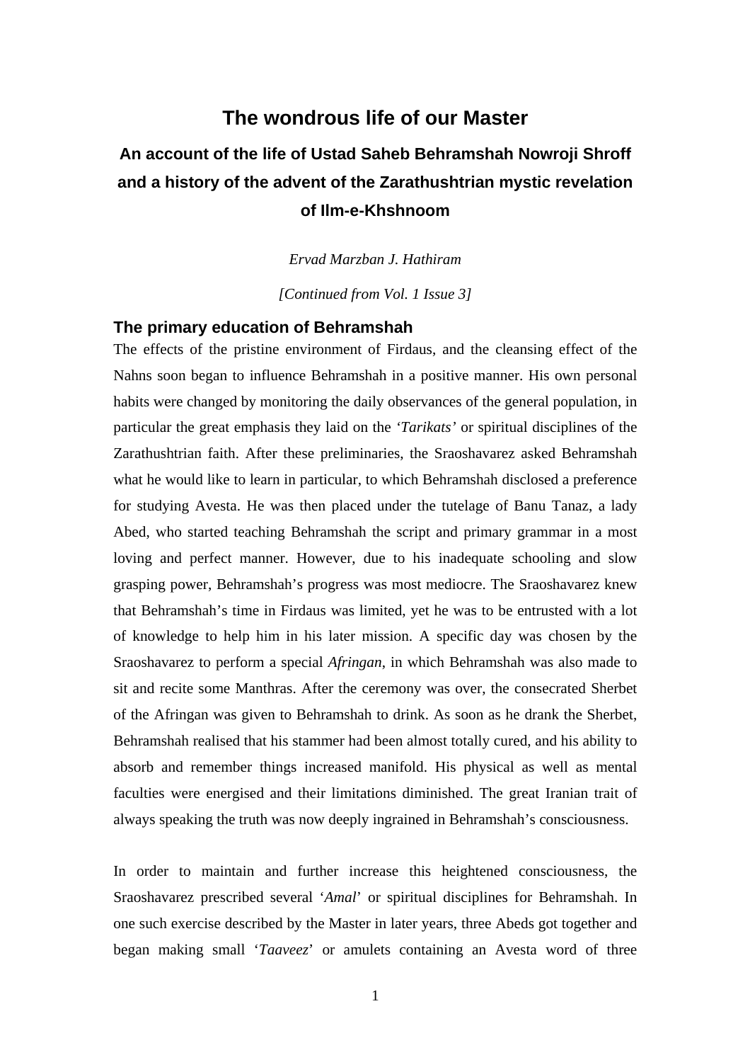# The wondrous life of our Master

## An account of the life of Ustad Saheb Behramshah Nowroji Shroff and a history of the advent of the Zarathushtrian mystic revelation of Ilm-e-Khshnoom

*Ervad Marzban J. Hathiram*

*[Continued from Vol. 1 Issue 3]*

### The primary education of Behramshah

The effects of the pristine environment of Firdaus, and the cleansing effect of the Nahns soon began to influence Behramshah in a positive manner. His own personal habits were changed by monitoring the daily observances of the general population, in particular the great emphasis they laid on the *'Tarikats'* or spiritual disciplines of the Zarathushtrian faith. After these preliminaries, the Sraoshavarez asked Behramshah what he would like to learn in particular, to which Behramshah disclosed a preference for studying Avesta. He was then placed under the tutelage of Banu Tanaz, a lady Abed, who started teaching Behramshah the script and primary grammar in a most loving and perfect manner. However, due to his inadequate schooling and slow grasping power, Behramshah's progress was most mediocre. The Sraoshavarez knew that Behramshah's time in Firdaus was limited, yet he was to be entrusted with a lot of knowledge to help him in his later mission. A specific day was chosen by the Sraoshavarez to perform a special *Afringan*, in which Behramshah was also made to sit and recite some Manthras. After the ceremony was over, the consecrated Sherbet of the Afringan was given to Behramshah to drink. As soon as he drank the Sherbet, Behramshah realised that his stammer had been almost totally cured, and his ability to absorb and remember things increased manifold. His physical as well as mental faculties were energised and their limitations diminished. The great Iranian trait of always speaking the truth was now deeply ingrained in Behramshah's consciousness.

In order to maintain and further increase this heightened consciousness, the Sraoshavarez prescribed several '*Amal*' or spiritual disciplines for Behramshah. In one such exercise described by the Master in later years, three Abeds got together and began making small '*Taaveez*' or amulets containing an Avesta word of three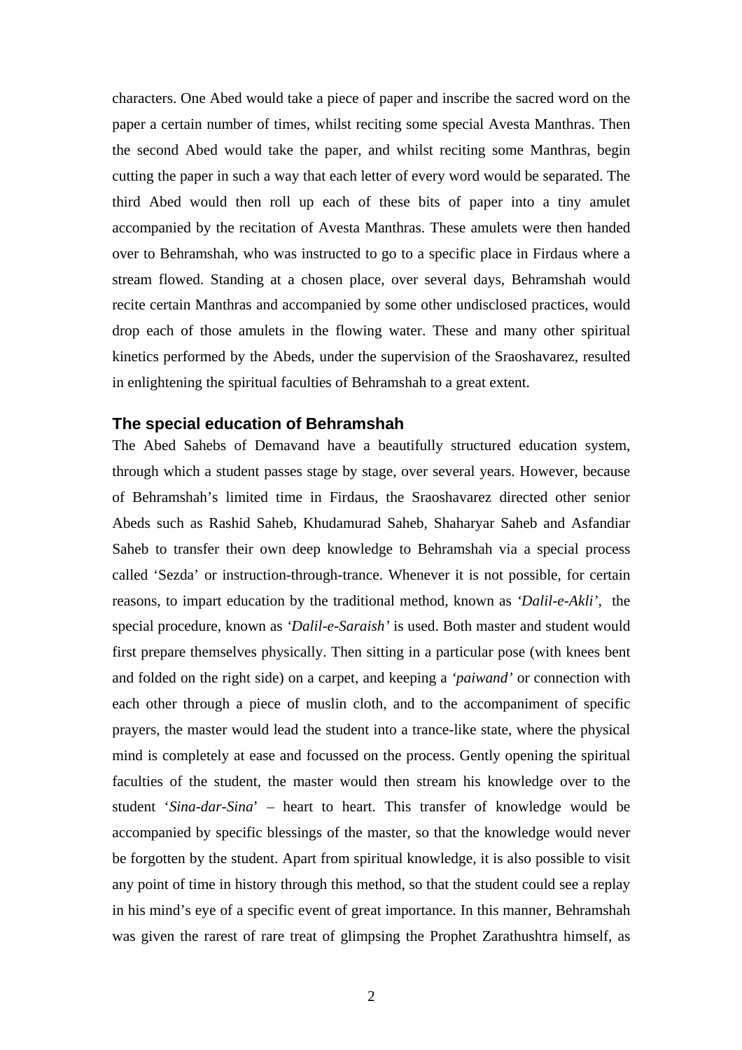characters. One Abed would take a piece of paper and inscribe the sacred word on the paper a certain number of times, whilst reciting some special Avesta Manthras. Then the second Abed would take the paper, and whilst reciting some Manthras, begin cutting the paper in such a way that each letter of every word would be separated. The third Abed would then roll up each of these bits of paper into a tiny amulet accompanied by the recitation of Avesta Manthras. These amulets were then handed over to Behramshah, who was instructed to go to a specific place in Firdaus where a stream flowed. Standing at a chosen place, over several days, Behramshah would recite certain Manthras and accompanied by some other undisclosed practices, would drop each of those amulets in the flowing water. These and many other spiritual kinetics performed by the Abeds, under the supervision of the Sraoshavarez, resulted in enlightening the spiritual faculties of Behramshah to a great extent.

## The special education of Behramshah

The Abed Sahebs of Demavand have a beautifully structured education system, through which a student passes stage by stage, over several years. However, because of Behramshah's limited time in Firdaus, the Sraoshavarez directed other senior Abeds such as Rashid Saheb, Khudamurad Saheb, Shaharyar Saheb and Asfandiar Saheb to transfer their own deep knowledge to Behramshah via a special process called 'Sezda' or instruction-through-trance. Whenever it is not possible, for certain reasons, to impart education by the traditional method, known as *'Dalil-e-Akli'*, the special procedure, known as *'Dalil-e-Saraish'* is used. Both master and student would first prepare themselves physically. Then sitting in a particular pose (with knees bent and folded on the right side) on a carpet, and keeping a *'paiwand'* or connection with each other through a piece of muslin cloth, and to the accompaniment of specific prayers, the master would lead the student into a trance-like state, where the physical mind is completely at ease and focussed on the process. Gently opening the spiritual faculties of the student, the master would then stream his knowledge over to the student '*Sina-dar-Sina*' – heart to heart. This transfer of knowledge would be accompanied by specific blessings of the master, so that the knowledge would never be forgotten by the student. Apart from spiritual knowledge, it is also possible to visit any point of time in history through this method, so that the student could see a replay in his mind's eye of a specific event of great importance. In this manner, Behramshah was given the rarest of rare treat of glimpsing the Prophet Zarathushtra himself, as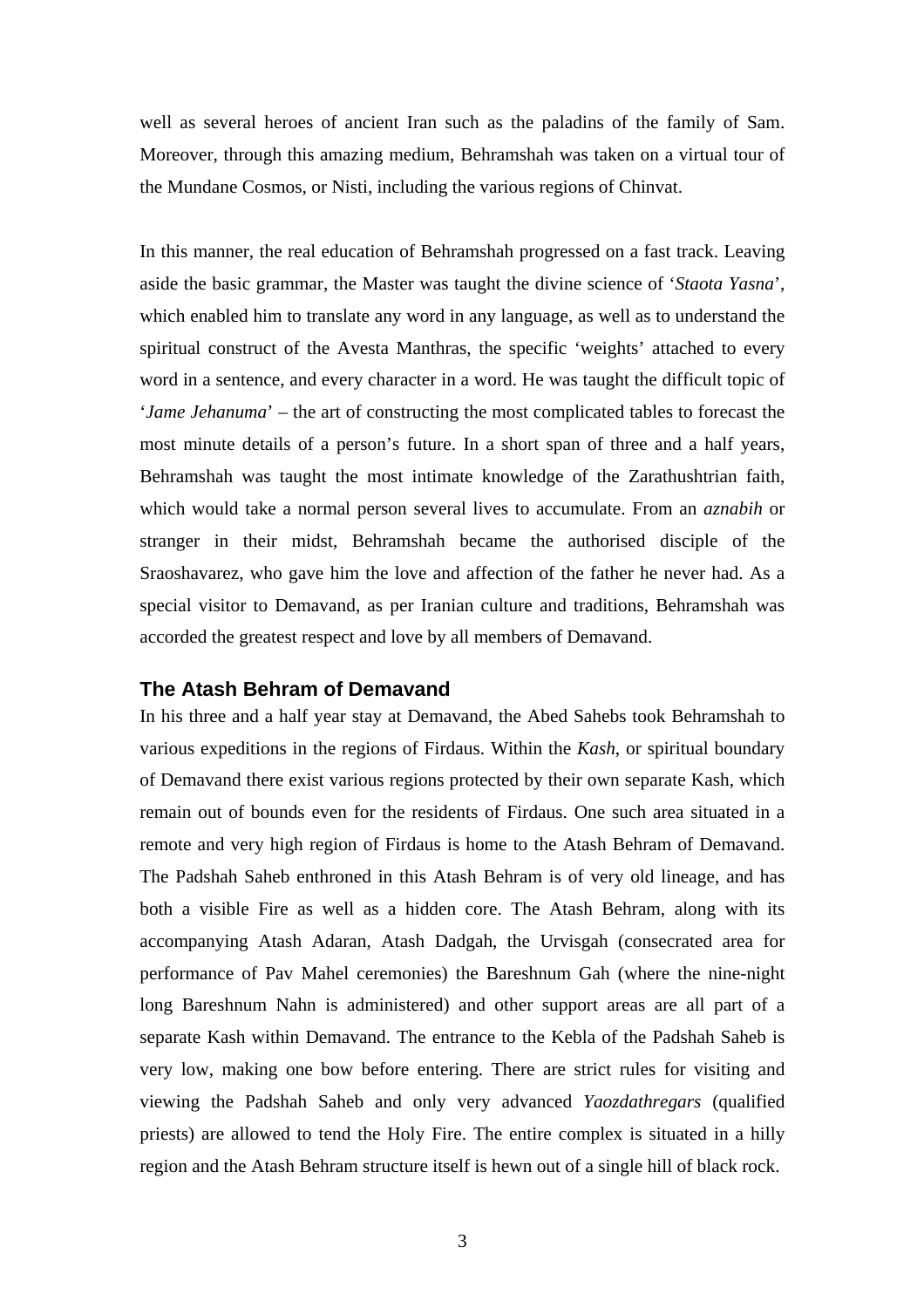well as several heroes of ancient Iran such as the paladins of the family of Sam. Moreover, through this amazing medium, Behramshah was taken on a virtual tour of the Mundane Cosmos, or Nisti, including the various regions of Chinvat.

In this manner, the real education of Behramshah progressed on a fast track. Leaving aside the basic grammar, the Master was taught the divine science of '*Staota Yasna*', which enabled him to translate any word in any language, as well as to understand the spiritual construct of the Avesta Manthras, the specific 'weights' attached to every word in a sentence, and every character in a word. He was taught the difficult topic of '*Jame Jehanuma*' – the art of constructing the most complicated tables to forecast the most minute details of a person's future. In a short span of three and a half years, Behramshah was taught the most intimate knowledge of the Zarathushtrian faith, which would take a normal person several lives to accumulate. From an *aznabih* or stranger in their midst, Behramshah became the authorised disciple of the Sraoshavarez, who gave him the love and affection of the father he never had. As a special visitor to Demavand, as per Iranian culture and traditions, Behramshah was accorded the greatest respect and love by all members of Demavand.

### The Atash Behram of Demavand

In his three and a half year stay at Demavand, the Abed Sahebs took Behramshah to various expeditions in the regions of Firdaus. Within the *Kash*, or spiritual boundary of Demavand there exist various regions protected by their own separate Kash, which remain out of bounds even for the residents of Firdaus. One such area situated in a remote and very high region of Firdaus is home to the Atash Behram of Demavand. The Padshah Saheb enthroned in this Atash Behram is of very old lineage, and has both a visible Fire as well as a hidden core. The Atash Behram, along with its accompanying Atash Adaran, Atash Dadgah, the Urvisgah (consecrated area for performance of Pav Mahel ceremonies) the Bareshnum Gah (where the nine-night long Bareshnum Nahn is administered) and other support areas are all part of a separate Kash within Demavand. The entrance to the Kebla of the Padshah Saheb is very low, making one bow before entering. There are strict rules for visiting and viewing the Padshah Saheb and only very advanced *Yaozdathregars* (qualified priests) are allowed to tend the Holy Fire. The entire complex is situated in a hilly region and the Atash Behram structure itself is hewn out of a single hill of black rock.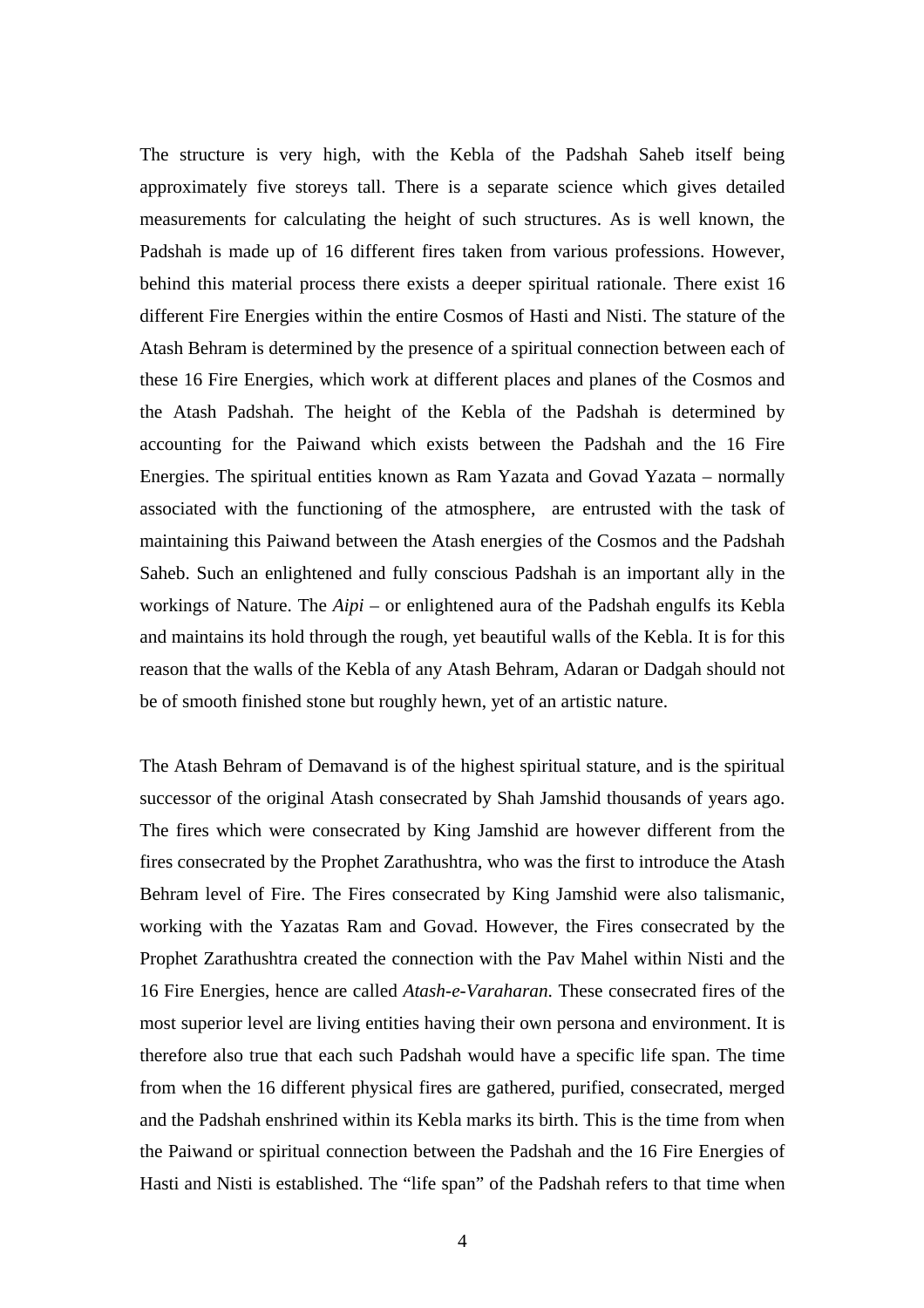The structure is very high, with the Kebla of the Padshah Saheb itself being approximately five storeys tall. There is a separate science which gives detailed measurements for calculating the height of such structures. As is well known, the Padshah is made up of 16 different fires taken from various professions. However, behind this material process there exists a deeper spiritual rationale. There exist 16 different Fire Energies within the entire Cosmos of Hasti and Nisti. The stature of the Atash Behram is determined by the presence of a spiritual connection between each of these 16 Fire Energies, which work at different places and planes of the Cosmos and the Atash Padshah. The height of the Kebla of the Padshah is determined by accounting for the Paiwand which exists between the Padshah and the 16 Fire Energies. The spiritual entities known as Ram Yazata and Govad Yazata – normally associated with the functioning of the atmosphere, are entrusted with the task of maintaining this Paiwand between the Atash energies of the Cosmos and the Padshah Saheb. Such an enlightened and fully conscious Padshah is an important ally in the workings of Nature. The *Aipi* – or enlightened aura of the Padshah engulfs its Kebla and maintains its hold through the rough, yet beautiful walls of the Kebla. It is for this reason that the walls of the Kebla of any Atash Behram, Adaran or Dadgah should not be of smooth finished stone but roughly hewn, yet of an artistic nature.

The Atash Behram of Demavand is of the highest spiritual stature, and is the spiritual successor of the original Atash consecrated by Shah Jamshid thousands of years ago. The fires which were consecrated by King Jamshid are however different from the fires consecrated by the Prophet Zarathushtra, who was the first to introduce the Atash Behram level of Fire. The Fires consecrated by King Jamshid were also talismanic, working with the Yazatas Ram and Govad. However, the Fires consecrated by the Prophet Zarathushtra created the connection with the Pav Mahel within Nisti and the 16 Fire Energies, hence are called *Atash-e-Varaharan.* These consecrated fires of the most superior level are living entities having their own persona and environment. It is therefore also true that each such Padshah would have a specific life span. The time from when the 16 different physical fires are gathered, purified, consecrated, merged and the Padshah enshrined within its Kebla marks its birth. This is the time from when the Paiwand or spiritual connection between the Padshah and the 16 Fire Energies of Hasti and Nisti is established. The "life span" of the Padshah refers to that time when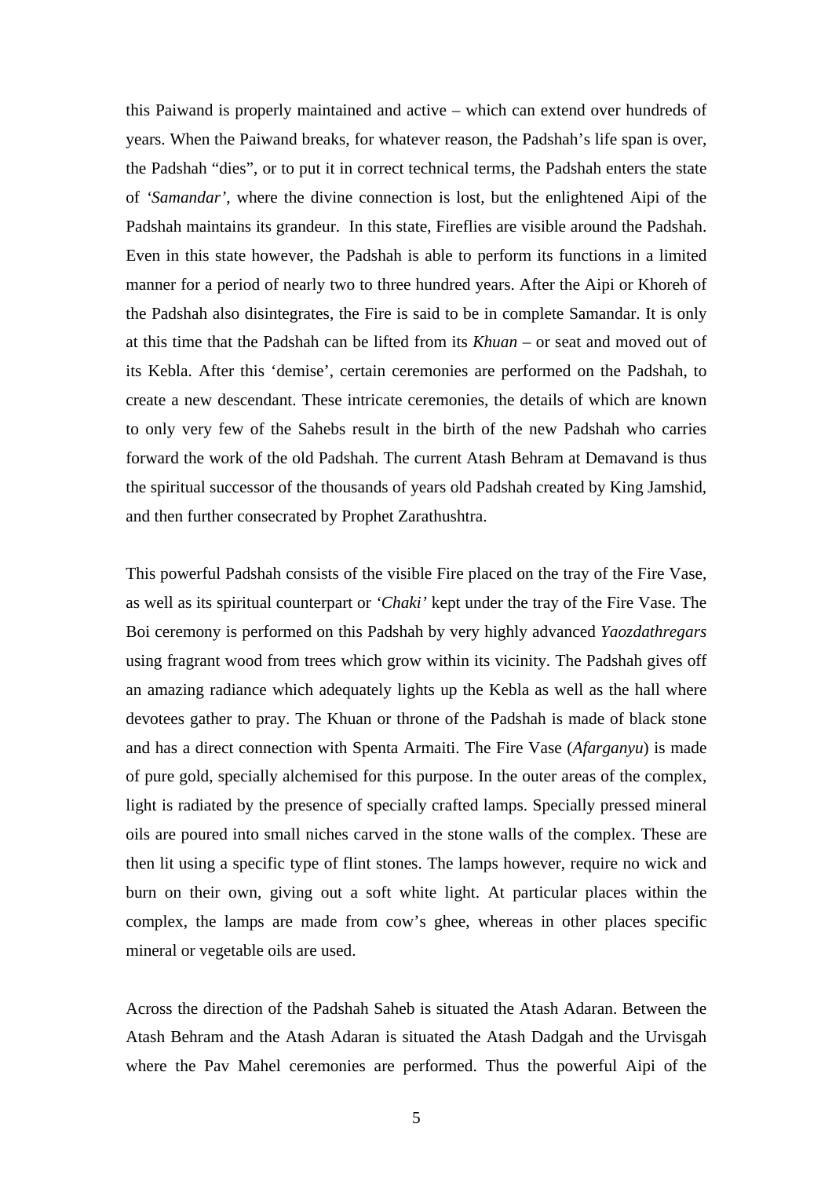this Paiwand is properly maintained and active – which can extend over hundreds of years. When the Paiwand breaks, for whatever reason, the Padshah's life span is over, the Padshah "dies", or to put it in correct technical terms, the Padshah enters the state of *'Samandar'*, where the divine connection is lost, but the enlightened Aipi of the Padshah maintains its grandeur. In this state, Fireflies are visible around the Padshah. Even in this state however, the Padshah is able to perform its functions in a limited manner for a period of nearly two to three hundred years. After the Aipi or Khoreh of the Padshah also disintegrates, the Fire is said to be in complete Samandar. It is only at this time that the Padshah can be lifted from its *Khuan* – or seat and moved out of its Kebla. After this 'demise', certain ceremonies are performed on the Padshah, to create a new descendant. These intricate ceremonies, the details of which are known to only very few of the Sahebs result in the birth of the new Padshah who carries forward the work of the old Padshah. The current Atash Behram at Demavand is thus the spiritual successor of the thousands of years old Padshah created by King Jamshid, and then further consecrated by Prophet Zarathushtra.

This powerful Padshah consists of the visible Fire placed on the tray of the Fire Vase, as well as its spiritual counterpart or *'Chaki'* kept under the tray of the Fire Vase. The Boi ceremony is performed on this Padshah by very highly advanced *Yaozdathregars* using fragrant wood from trees which grow within its vicinity. The Padshah gives off an amazing radiance which adequately lights up the Kebla as well as the hall where devotees gather to pray. The Khuan or throne of the Padshah is made of black stone and has a direct connection with Spenta Armaiti. The Fire Vase (*Afarganyu*) is made of pure gold, specially alchemised for this purpose. In the outer areas of the complex, light is radiated by the presence of specially crafted lamps. Specially pressed mineral oils are poured into small niches carved in the stone walls of the complex. These are then lit using a specific type of flint stones. The lamps however, require no wick and burn on their own, giving out a soft white light. At particular places within the complex, the lamps are made from cow's ghee, whereas in other places specific mineral or vegetable oils are used.

Across the direction of the Padshah Saheb is situated the Atash Adaran. Between the Atash Behram and the Atash Adaran is situated the Atash Dadgah and the Urvisgah where the Pav Mahel ceremonies are performed. Thus the powerful Aipi of the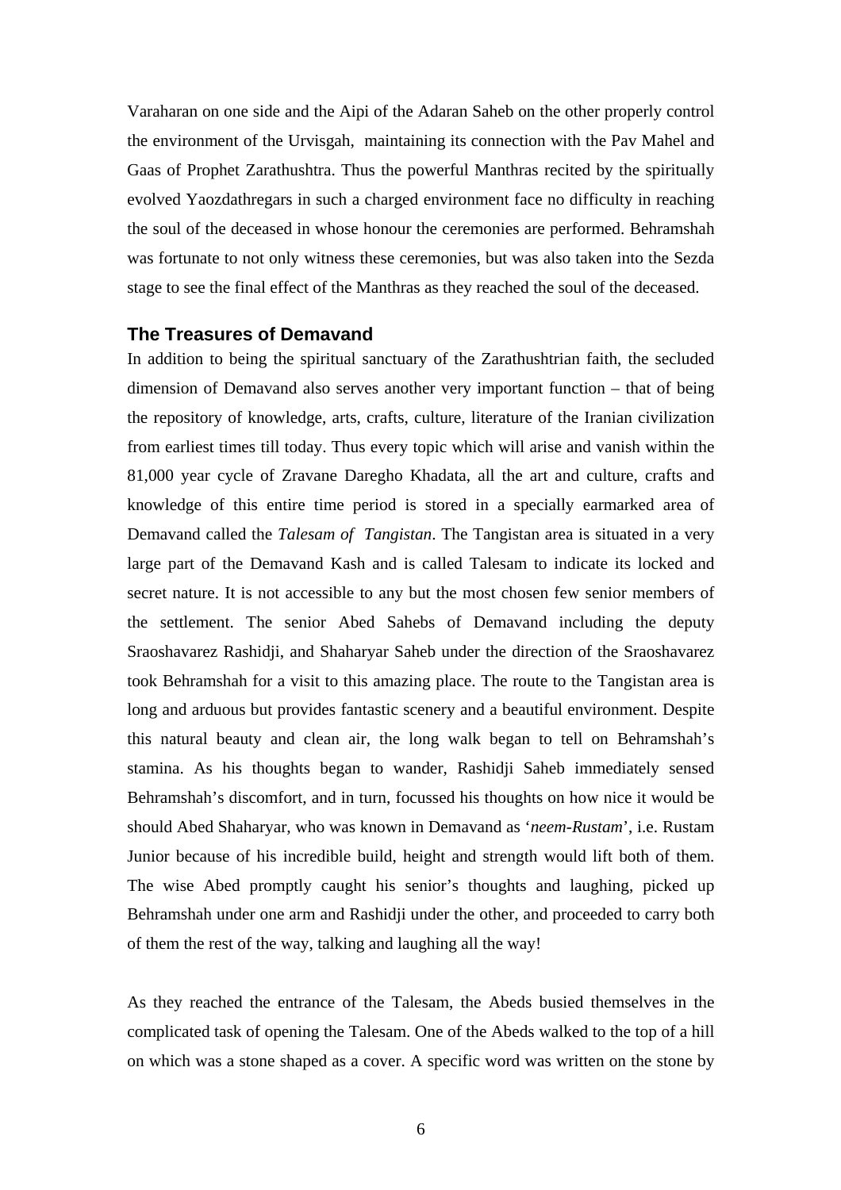Varaharan on one side and the Aipi of the Adaran Saheb on the other properly control the environment of the Urvisgah, maintaining its connection with the Pav Mahel and Gaas of Prophet Zarathushtra. Thus the powerful Manthras recited by the spiritually evolved Yaozdathregars in such a charged environment face no difficulty in reaching the soul of the deceased in whose honour the ceremonies are performed. Behramshah was fortunate to not only witness these ceremonies, but was also taken into the Sezda stage to see the final effect of the Manthras as they reached the soul of the deceased.

### The Treasures of Demavand

In addition to being the spiritual sanctuary of the Zarathushtrian faith, the secluded dimension of Demavand also serves another very important function – that of being the repository of knowledge, arts, crafts, culture, literature of the Iranian civilization from earliest times till today. Thus every topic which will arise and vanish within the 81,000 year cycle of Zravane Daregho Khadata, all the art and culture, crafts and knowledge of this entire time period is stored in a specially earmarked area of Demavand called the *Talesam of Tangistan*. The Tangistan area is situated in a very large part of the Demavand Kash and is called Talesam to indicate its locked and secret nature. It is not accessible to any but the most chosen few senior members of the settlement. The senior Abed Sahebs of Demavand including the deputy Sraoshavarez Rashidji, and Shaharyar Saheb under the direction of the Sraoshavarez took Behramshah for a visit to this amazing place. The route to the Tangistan area is long and arduous but provides fantastic scenery and a beautiful environment. Despite this natural beauty and clean air, the long walk began to tell on Behramshah's stamina. As his thoughts began to wander, Rashidji Saheb immediately sensed Behramshah's discomfort, and in turn, focussed his thoughts on how nice it would be should Abed Shaharyar, who was known in Demavand as '*neem-Rustam*', i.e. Rustam Junior because of his incredible build, height and strength would lift both of them. The wise Abed promptly caught his senior's thoughts and laughing, picked up Behramshah under one arm and Rashidji under the other, and proceeded to carry both of them the rest of the way, talking and laughing all the way!

As they reached the entrance of the Talesam, the Abeds busied themselves in the complicated task of opening the Talesam. One of the Abeds walked to the top of a hill on which was a stone shaped as a cover. A specific word was written on the stone by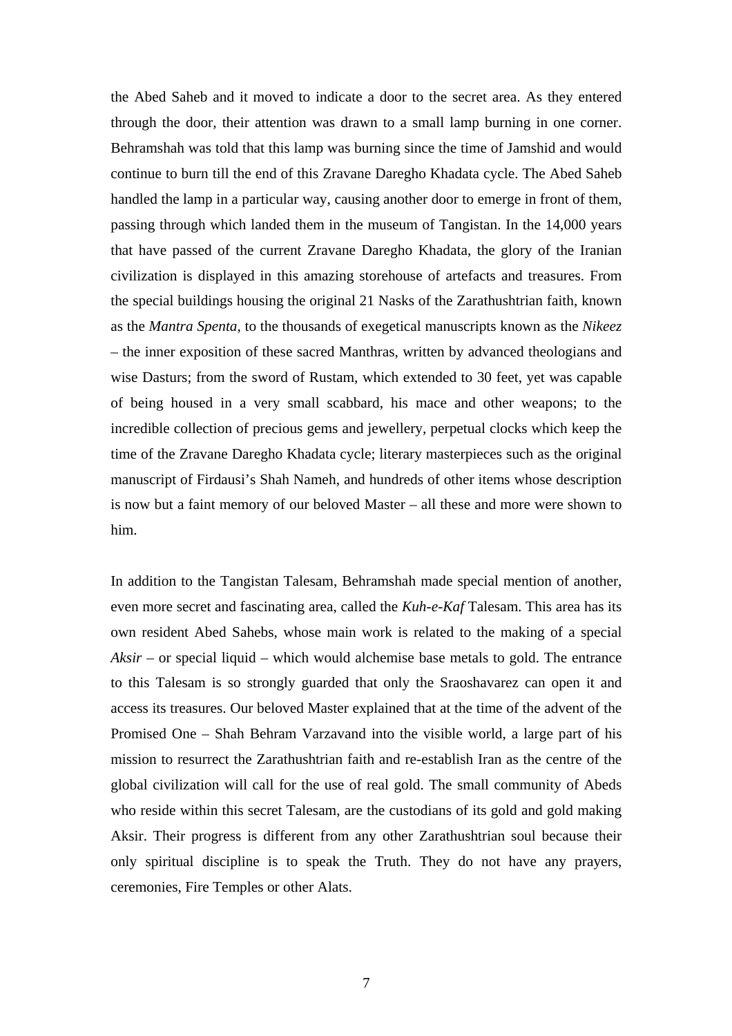the Abed Saheb and it moved to indicate a door to the secret area. As they entered through the door, their attention was drawn to a small lamp burning in one corner. Behramshah was told that this lamp was burning since the time of Jamshid and would continue to burn till the end of this Zravane Daregho Khadata cycle. The Abed Saheb handled the lamp in a particular way, causing another door to emerge in front of them, passing through which landed them in the museum of Tangistan. In the 14,000 years that have passed of the current Zravane Daregho Khadata, the glory of the Iranian civilization is displayed in this amazing storehouse of artefacts and treasures. From the special buildings housing the original 21 Nasks of the Zarathushtrian faith, known as the *Mantra Spenta*, to the thousands of exegetical manuscripts known as the *Nikeez* – the inner exposition of these sacred Manthras, written by advanced theologians and wise Dasturs; from the sword of Rustam, which extended to 30 feet, yet was capable of being housed in a very small scabbard, his mace and other weapons; to the incredible collection of precious gems and jewellery, perpetual clocks which keep the time of the Zravane Daregho Khadata cycle; literary masterpieces such as the original manuscript of Firdausi's Shah Nameh, and hundreds of other items whose description is now but a faint memory of our beloved Master – all these and more were shown to him.

In addition to the Tangistan Talesam, Behramshah made special mention of another, even more secret and fascinating area, called the *Kuh-e-Kaf* Talesam. This area has its own resident Abed Sahebs, whose main work is related to the making of a special *Aksir* – or special liquid – which would alchemise base metals to gold. The entrance to this Talesam is so strongly guarded that only the Sraoshavarez can open it and access its treasures. Our beloved Master explained that at the time of the advent of the Promised One – Shah Behram Varzavand into the visible world, a large part of his mission to resurrect the Zarathushtrian faith and re-establish Iran as the centre of the global civilization will call for the use of real gold. The small community of Abeds who reside within this secret Talesam, are the custodians of its gold and gold making Aksir. Their progress is different from any other Zarathushtrian soul because their only spiritual discipline is to speak the Truth. They do not have any prayers, ceremonies, Fire Temples or other Alats.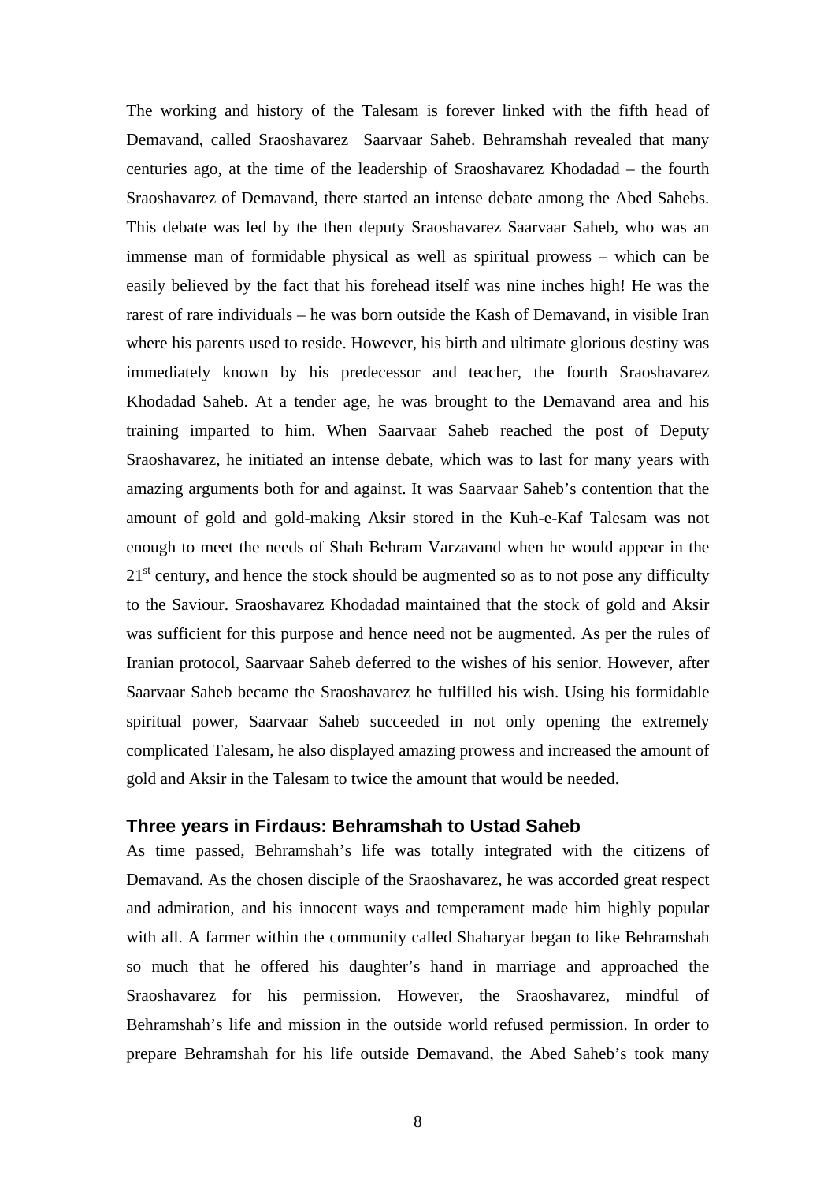The working and history of the Talesam is forever linked with the fifth head of Demavand, called Sraoshavarez Saarvaar Saheb. Behramshah revealed that many centuries ago, at the time of the leadership of Sraoshavarez Khodadad – the fourth Sraoshavarez of Demavand, there started an intense debate among the Abed Sahebs. This debate was led by the then deputy Sraoshavarez Saarvaar Saheb, who was an immense man of formidable physical as well as spiritual prowess – which can be easily believed by the fact that his forehead itself was nine inches high! He was the rarest of rare individuals – he was born outside the Kash of Demavand, in visible Iran where his parents used to reside. However, his birth and ultimate glorious destiny was immediately known by his predecessor and teacher, the fourth Sraoshavarez Khodadad Saheb. At a tender age, he was brought to the Demavand area and his training imparted to him. When Saarvaar Saheb reached the post of Deputy Sraoshavarez, he initiated an intense debate, which was to last for many years with amazing arguments both for and against. It was Saarvaar Saheb's contention that the amount of gold and gold-making Aksir stored in the Kuh-e-Kaf Talesam was not enough to meet the needs of Shah Behram Varzavand when he would appear in the 21st century, and hence the stock should be augmented so as to not pose any difficulty to the Saviour. Sraoshavarez Khodadad maintained that the stock of gold and Aksir was sufficient for this purpose and hence need not be augmented. As per the rules of Iranian protocol, Saarvaar Saheb deferred to the wishes of his senior. However, after Saarvaar Saheb became the Sraoshavarez he fulfilled his wish. Using his formidable spiritual power, Saarvaar Saheb succeeded in not only opening the extremely complicated Talesam, he also displayed amazing prowess and increased the amount of gold and Aksir in the Talesam to twice the amount that would be needed.

### Three years in Firdaus: Behramshah to Ustad Saheb

As time passed, Behramshah's life was totally integrated with the citizens of Demavand. As the chosen disciple of the Sraoshavarez, he was accorded great respect and admiration, and his innocent ways and temperament made him highly popular with all. A farmer within the community called Shaharyar began to like Behramshah so much that he offered his daughter's hand in marriage and approached the Sraoshavarez for his permission. However, the Sraoshavarez, mindful of Behramshah's life and mission in the outside world refused permission. In order to prepare Behramshah for his life outside Demavand, the Abed Saheb's took many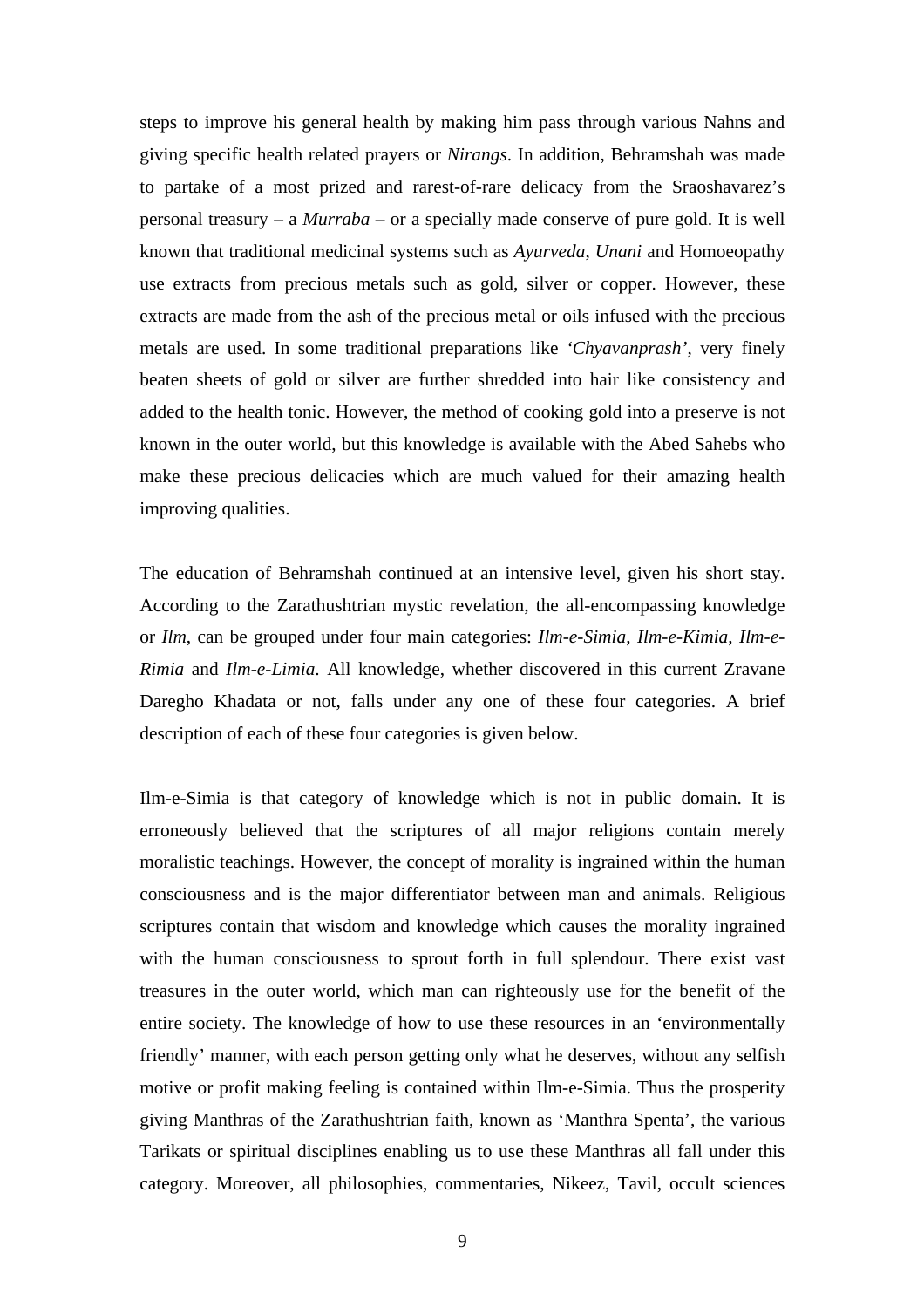steps to improve his general health by making him pass through various Nahns and giving specific health related prayers or *Nirangs*. In addition, Behramshah was made to partake of a most prized and rarest-of-rare delicacy from the Sraoshavarez's personal treasury – a *Murraba* – or a specially made conserve of pure gold. It is well known that traditional medicinal systems such as *Ayurveda*, *Unani* and Homoeopathy use extracts from precious metals such as gold, silver or copper. However, these extracts are made from the ash of the precious metal or oils infused with the precious metals are used. In some traditional preparations like '*Chyavanprash*', very finely beaten sheets of gold or silver are further shredded into hair like consistency and added to the health tonic. However, the method of cooking gold into a preserve is not known in the outer world, but this knowledge is available with the Abed Sahebs who make these precious delicacies which are much valued for their amazing health improving qualities.

The education of Behramshah continued at an intensive level, given his short stay. According to the Zarathushtrian mystic revelation, the all-encompassing knowledge or *Ilm*, can be grouped under four main categories: *Ilm-e-Simia*, *Ilm-e-Kimia*, *Ilm-e-Rimia* and *Ilm-e-Limia*. All knowledge, whether discovered in this current Zravane Daregho Khadata or not, falls under any one of these four categories. A brief description of each of these four categories is given below.

Ilm-e-Simia is that category of knowledge which is not in public domain. It is erroneously believed that the scriptures of all major religions contain merely moralistic teachings. However, the concept of morality is ingrained within the human consciousness and is the major differentiator between man and animals. Religious scriptures contain that wisdom and knowledge which causes the morality ingrained with the human consciousness to sprout forth in full splendour. There exist vast treasures in the outer world, which man can righteously use for the benefit of the entire society. The knowledge of how to use these resources in an 'environmentally friendly' manner, with each person getting only what he deserves, without any selfish motive or profit making feeling is contained within Ilm-e-Simia. Thus the prosperity giving Manthras of the Zarathushtrian faith, known as 'Manthra Spenta', the various Tarikats or spiritual disciplines enabling us to use these Manthras all fall under this category. Moreover, all philosophies, commentaries, Nikeez, Tavil, occult sciences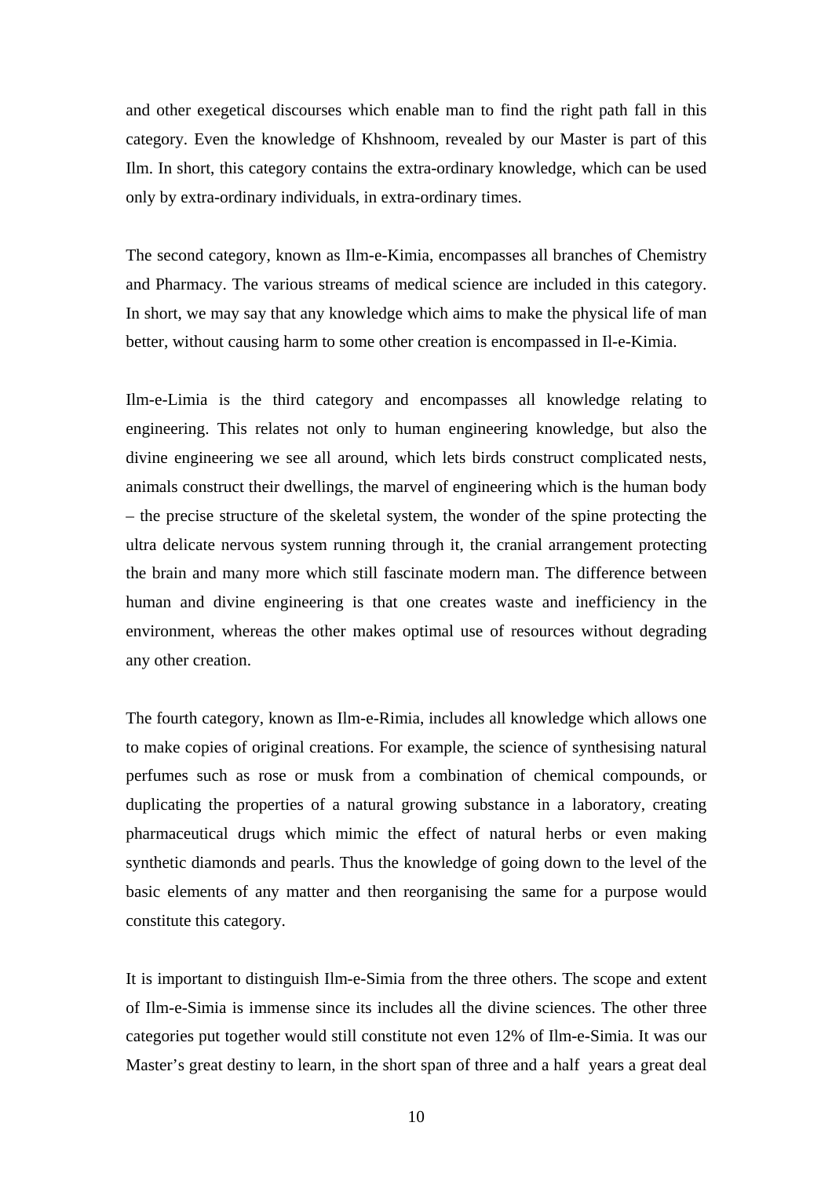and other exegetical discourses which enable man to find the right path fall in this category. Even the knowledge of Khshnoom, revealed by our Master is part of this Ilm. In short, this category contains the extra-ordinary knowledge, which can be used only by extra-ordinary individuals, in extra-ordinary times.

The second category, known as Ilm-e-Kimia, encompasses all branches of Chemistry and Pharmacy. The various streams of medical science are included in this category. In short, we may say that any knowledge which aims to make the physical life of man better, without causing harm to some other creation is encompassed in Il-e-Kimia.

Ilm-e-Limia is the third category and encompasses all knowledge relating to engineering. This relates not only to human engineering knowledge, but also the divine engineering we see all around, which lets birds construct complicated nests, animals construct their dwellings, the marvel of engineering which is the human body – the precise structure of the skeletal system, the wonder of the spine protecting the ultra delicate nervous system running through it, the cranial arrangement protecting the brain and many more which still fascinate modern man. The difference between human and divine engineering is that one creates waste and inefficiency in the environment, whereas the other makes optimal use of resources without degrading any other creation.

The fourth category, known as Ilm-e-Rimia, includes all knowledge which allows one to make copies of original creations. For example, the science of synthesising natural perfumes such as rose or musk from a combination of chemical compounds, or duplicating the properties of a natural growing substance in a laboratory, creating pharmaceutical drugs which mimic the effect of natural herbs or even making synthetic diamonds and pearls. Thus the knowledge of going down to the level of the basic elements of any matter and then reorganising the same for a purpose would constitute this category.

It is important to distinguish Ilm-e-Simia from the three others. The scope and extent of Ilm-e-Simia is immense since its includes all the divine sciences. The other three categories put together would still constitute not even 12% of Ilm-e-Simia. It was our Master's great destiny to learn, in the short span of three and a half years a great deal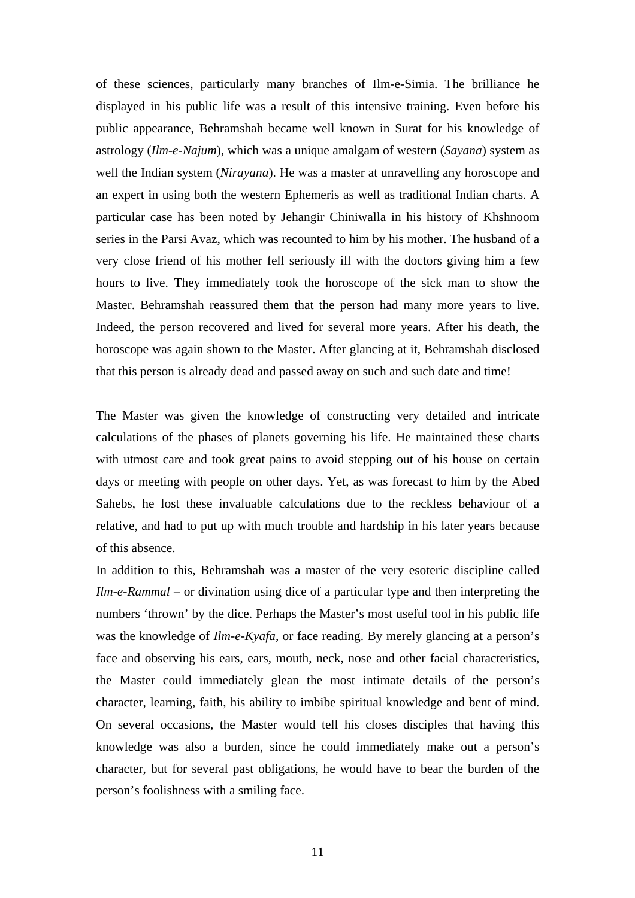of these sciences, particularly many branches of Ilm-e-Simia. The brilliance he displayed in his public life was a result of this intensive training. Even before his public appearance, Behramshah became well known in Surat for his knowledge of astrology (*Ilm-e-Najum*), which was a unique amalgam of western (*Sayana*) system as well the Indian system (*Nirayana*). He was a master at unravelling any horoscope and an expert in using both the western Ephemeris as well as traditional Indian charts. A particular case has been noted by Jehangir Chiniwalla in his history of Khshnoom series in the Parsi Avaz, which was recounted to him by his mother. The husband of a very close friend of his mother fell seriously ill with the doctors giving him a few hours to live. They immediately took the horoscope of the sick man to show the Master. Behramshah reassured them that the person had many more years to live. Indeed, the person recovered and lived for several more years. After his death, the horoscope was again shown to the Master. After glancing at it, Behramshah disclosed that this person is already dead and passed away on such and such date and time!

The Master was given the knowledge of constructing very detailed and intricate calculations of the phases of planets governing his life. He maintained these charts with utmost care and took great pains to avoid stepping out of his house on certain days or meeting with people on other days. Yet, as was forecast to him by the Abed Sahebs, he lost these invaluable calculations due to the reckless behaviour of a relative, and had to put up with much trouble and hardship in his later years because of this absence.

In addition to this, Behramshah was a master of the very esoteric discipline called *Ilm-e-Rammal* – or divination using dice of a particular type and then interpreting the numbers 'thrown' by the dice. Perhaps the Master's most useful tool in his public life was the knowledge of *Ilm-e-Kyafa*, or face reading. By merely glancing at a person's face and observing his ears, ears, mouth, neck, nose and other facial characteristics, the Master could immediately glean the most intimate details of the person's character, learning, faith, his ability to imbibe spiritual knowledge and bent of mind. On several occasions, the Master would tell his closes disciples that having this knowledge was also a burden, since he could immediately make out a person's character, but for several past obligations, he would have to bear the burden of the person's foolishness with a smiling face.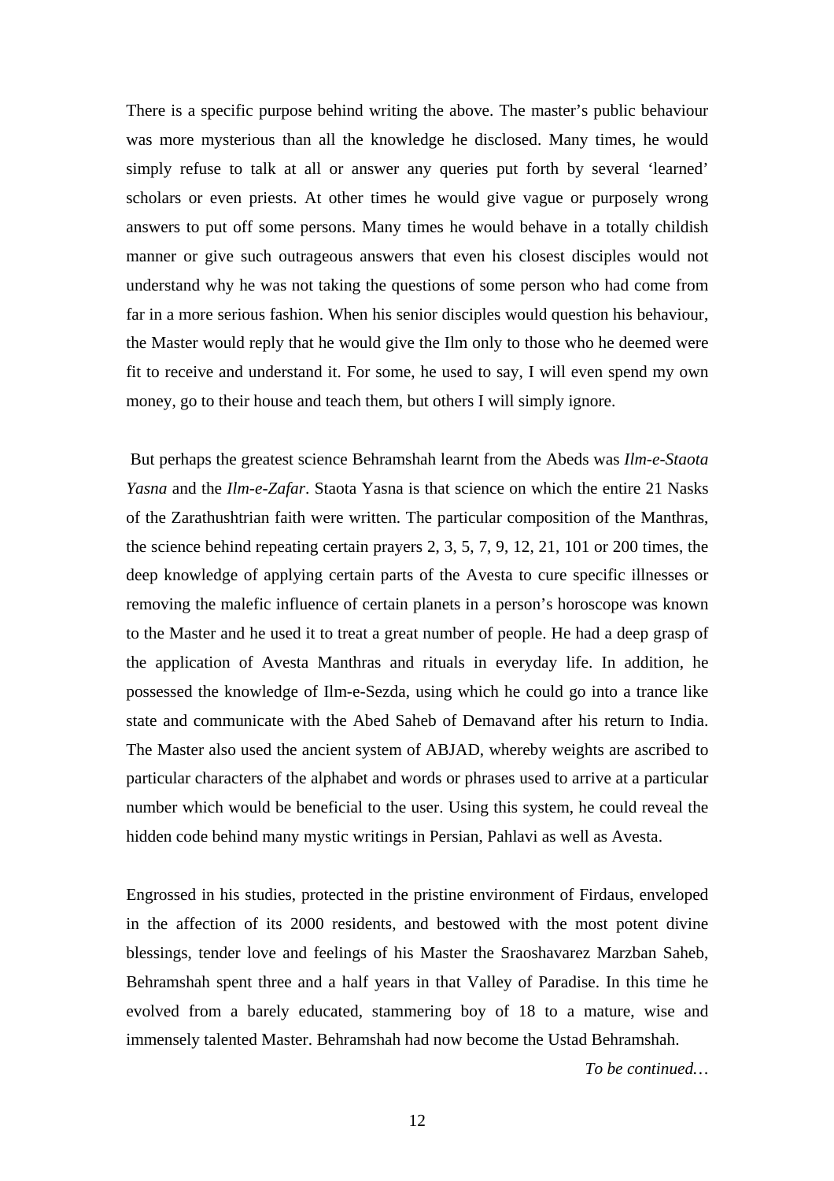There is a specific purpose behind writing the above. The master's public behaviour was more mysterious than all the knowledge he disclosed. Many times, he would simply refuse to talk at all or answer any queries put forth by several 'learned' scholars or even priests. At other times he would give vague or purposely wrong answers to put off some persons. Many times he would behave in a totally childish manner or give such outrageous answers that even his closest disciples would not understand why he was not taking the questions of some person who had come from far in a more serious fashion. When his senior disciples would question his behaviour, the Master would reply that he would give the Ilm only to those who he deemed were fit to receive and understand it. For some, he used to say, I will even spend my own money, go to their house and teach them, but others I will simply ignore.

But perhaps the greatest science Behramshah learnt from the Abeds was *Ilm-e-Staota Yasna* and the *Ilm-e-Zafar*. Staota Yasna is that science on which the entire 21 Nasks of the Zarathushtrian faith were written. The particular composition of the Manthras, the science behind repeating certain prayers 2, 3, 5, 7, 9, 12, 21, 101 or 200 times, the deep knowledge of applying certain parts of the Avesta to cure specific illnesses or removing the malefic influence of certain planets in a person's horoscope was known to the Master and he used it to treat a great number of people. He had a deep grasp of the application of Avesta Manthras and rituals in everyday life. In addition, he possessed the knowledge of Ilm-e-Sezda, using which he could go into a trance like state and communicate with the Abed Saheb of Demavand after his return to India. The Master also used the ancient system of ABJAD, whereby weights are ascribed to particular characters of the alphabet and words or phrases used to arrive at a particular number which would be beneficial to the user. Using this system, he could reveal the hidden code behind many mystic writings in Persian, Pahlavi as well as Avesta.

Engrossed in his studies, protected in the pristine environment of Firdaus, enveloped in the affection of its 2000 residents, and bestowed with the most potent divine blessings, tender love and feelings of his Master the Sraoshavarez Marzban Saheb, Behramshah spent three and a half years in that Valley of Paradise. In this time he evolved from a barely educated, stammering boy of 18 to a mature, wise and immensely talented Master. Behramshah had now become the Ustad Behramshah.

*To be continued…*